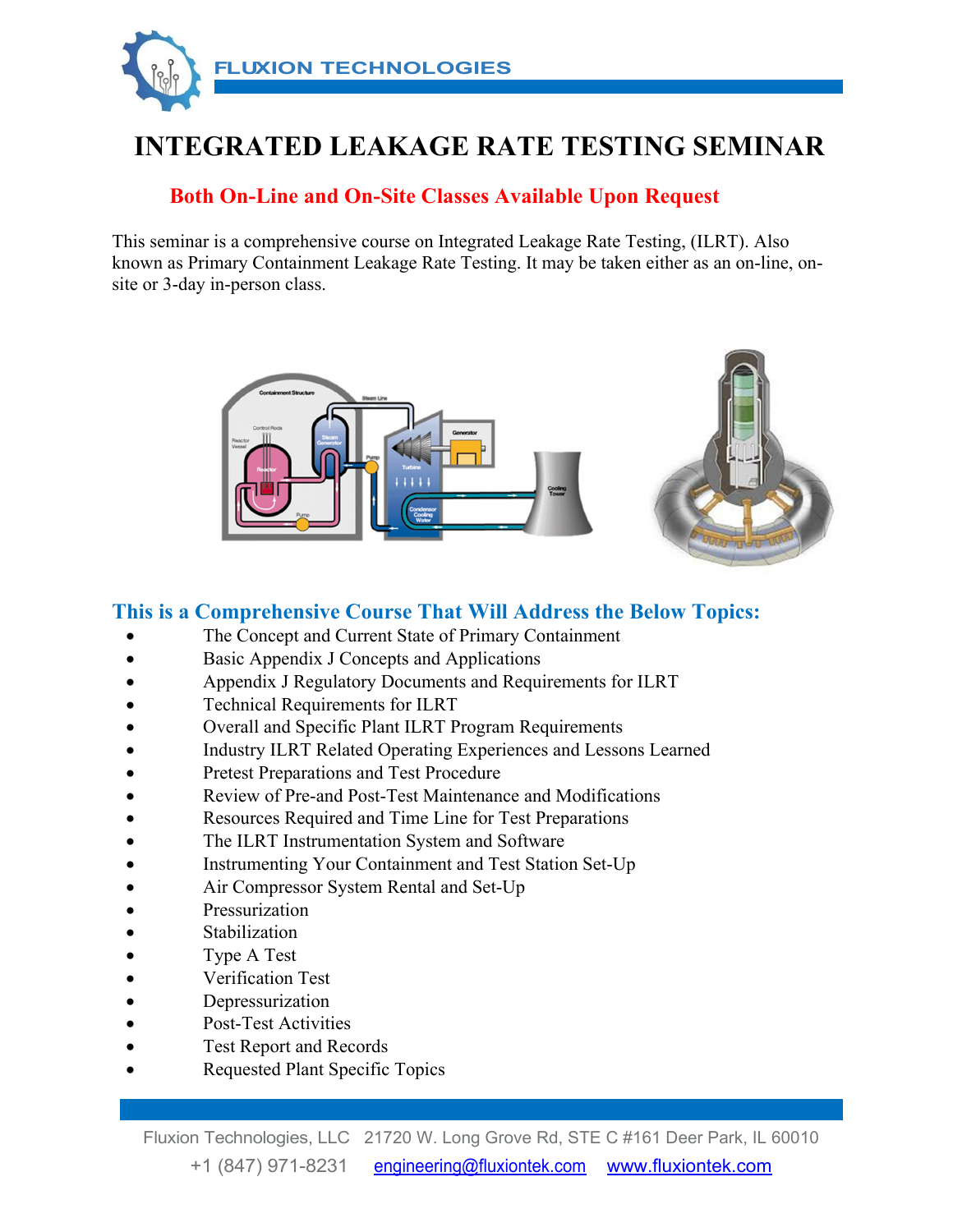FLUXION TECHNOLOGIES

# INTEGRATED LEAKAGE RATE TESTING SEMINAR

## Both On-Line and On-Site Classes Available Upon Request

This seminar is a comprehensive course on Integrated Leakage Rate Testing, (ILRT). Also known as Primary Containment Leakage Rate Testing. It may be taken either as an on-line, on-site or 3-day in-person class.

## This is a Comprehensive Course That Will Address the Below Topics:

- The Concept and Current State of Primary Containment
- Basic Appendix J Concepts and Applications
- Appendix J Regulatory Documents and Requirements for ILRT
- Technical Requirements for ILRT
- Overall and Specific Plant ILRT Program Requirements
- Industry ILRT Related Operating Experiences and Lessons Learned
- Pretest Preparations and Test Procedure
- Review of Pre-and Post-Test Maintenance and Modifications
- Resources Required and Time Line for Test Preparations
- The ILRT Instrumentation System and Software
- Instrumenting Your Containment and Test Station Set-Up
- Air Compressor System Rental and Set-Up
- Pressurization
- Stabilization
- Type A Test
- Verification Test
- Depressurization
- Post-Test Activities
- Test Report and Records
- Requested Plant Specific Topics

Fluxion Technologies, LLC 21720 W. Long Grove Rd, STE C #161 Deer Park, IL 60010
+1 (847) 971-8231 engineering@fluxiontek.com www.fluxiontek.com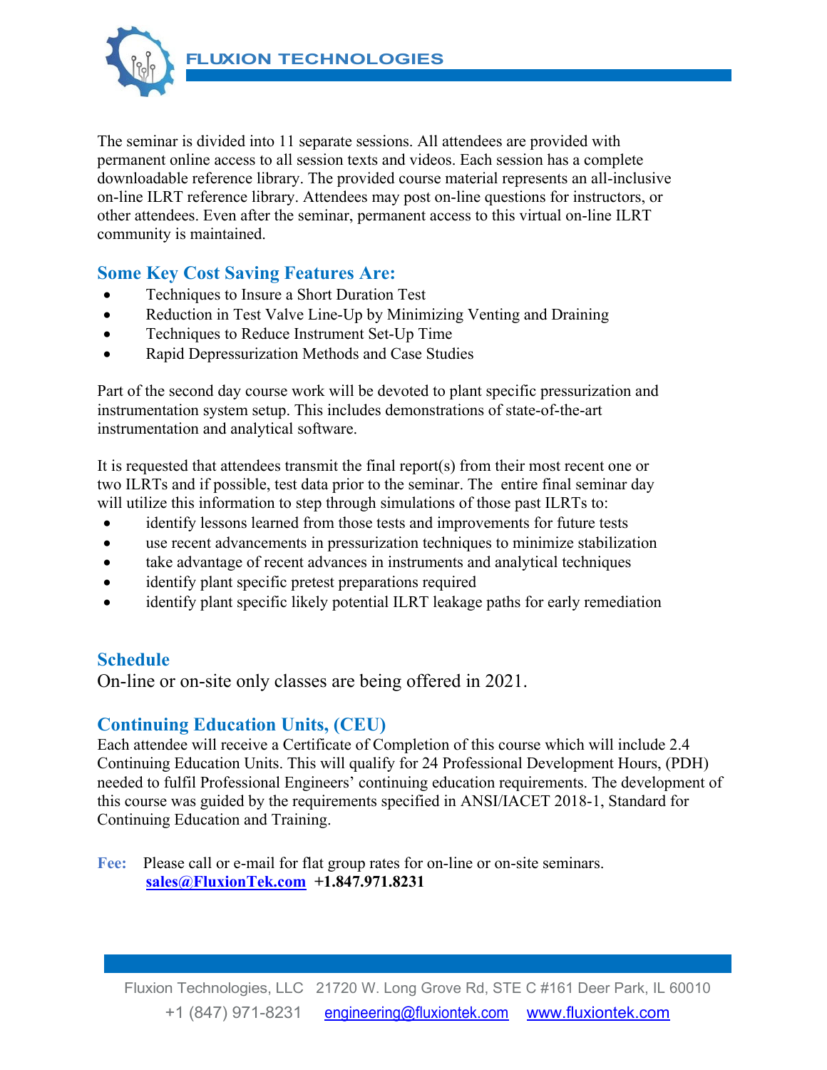The seminar is divided into 11 separate sessions. All attendees are provided with permanent online access to all session texts and videos. Each session has a complete downloadable reference library. The provided course material represents an all-inclusive on-line ILRT reference library. Attendees may post on-line questions for instructors, or other attendees. Even after the seminar, permanent access to this virtual on-line ILRT community is maintained.

## Some Key Cost Saving Features Are:

- Techniques to Insure a Short Duration Test
- Reduction in Test Valve Line-Up by Minimizing Venting and Draining
- Techniques to Reduce Instrument Set-Up Time
- Rapid Depressurization Methods and Case Studies

Part of the second day course work will be devoted to plant specific pressurization and instrumentation system setup. This includes demonstrations of state-of-the-art instrumentation and analytical software.

It is requested that attendees transmit the final report(s) from their most recent one or two ILRTs and if possible, test data prior to the seminar. The entire final seminar day will utilize this information to step through simulations of those past ILRTs to:

- identify lessons learned from those tests and improvements for future tests
- use recent advancements in pressurization techniques to minimize stabilization
- take advantage of recent advances in instruments and analytical techniques
- identify plant specific pretest preparations required
- identify plant specific likely potential ILRT leakage paths for early remediation

## Schedule

On-line or on-site only classes are being offered in 2021.

## Continuing Education Units, (CEU)

Each attendee will receive a Certificate of Completion of this course which will include 2.4 Continuing Education Units. This will qualify for 24 Professional Development Hours, (PDH) needed to fulfil Professional Engineers' continuing education requirements. The development of this course was guided by the requirements specified in ANSI/IACET 2018-1, Standard for Continuing Education and Training.

**Fee:** Please call or e-mail for flat group rates for on-line or on-site seminars.
**sales@FluxionTek.com** **+1.847.971.8231**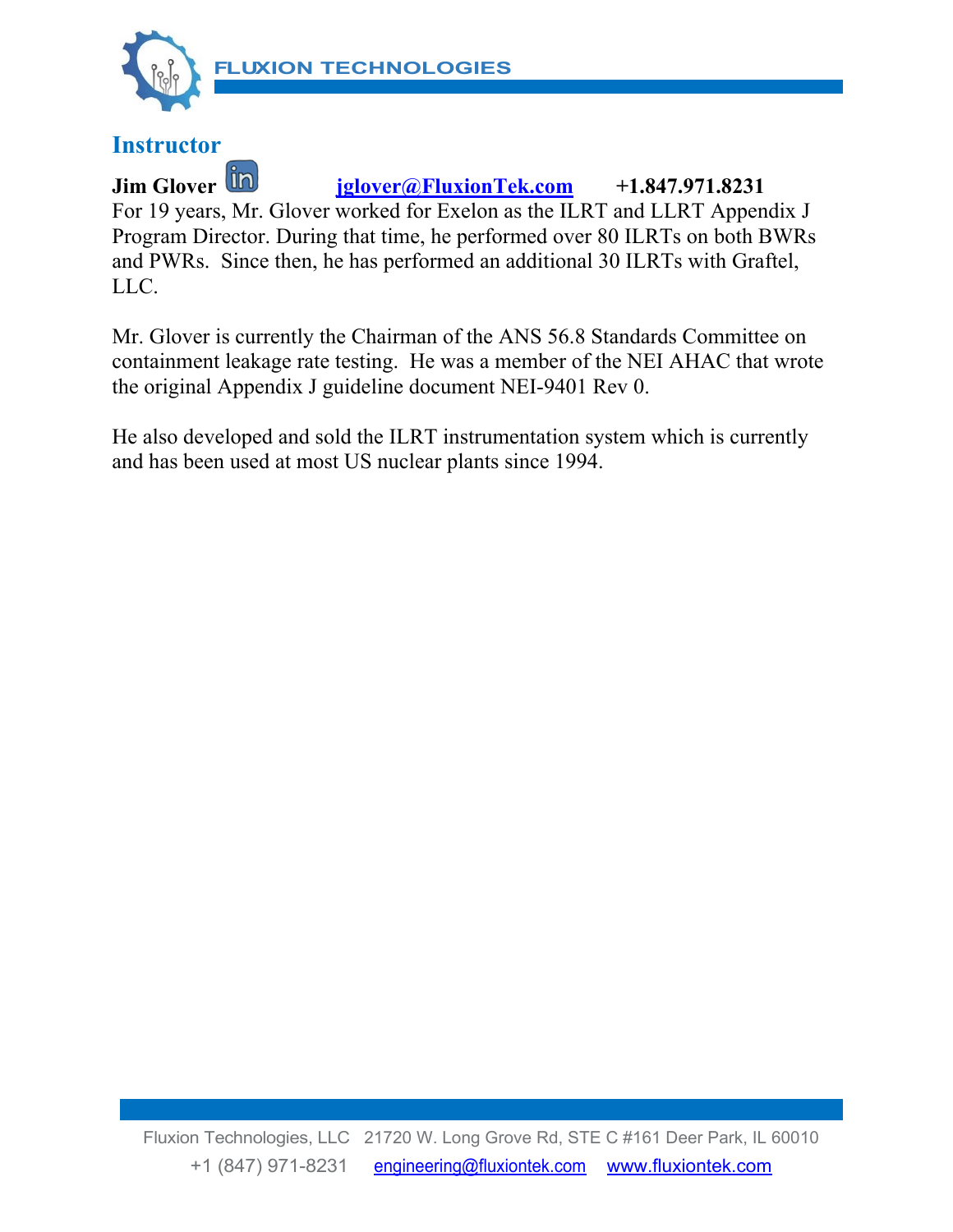## Instructor

**Jim Glover** **jglover@FluxionTek.com** **+1.847.971.8231**

For 19 years, Mr. Glover worked for Exelon as the ILRT and LLRT Appendix J Program Director. During that time, he performed over 80 ILRTs on both BWRs and PWRs. Since then, he has performed an additional 30 ILRTs with Graftel, LLC.

Mr. Glover is currently the Chairman of the ANS 56.8 Standards Committee on containment leakage rate testing. He was a member of the NEI AHAC that wrote the original Appendix J guideline document NEI-9401 Rev 0.

He also developed and sold the ILRT instrumentation system which is currently and has been used at most US nuclear plants since 1994.